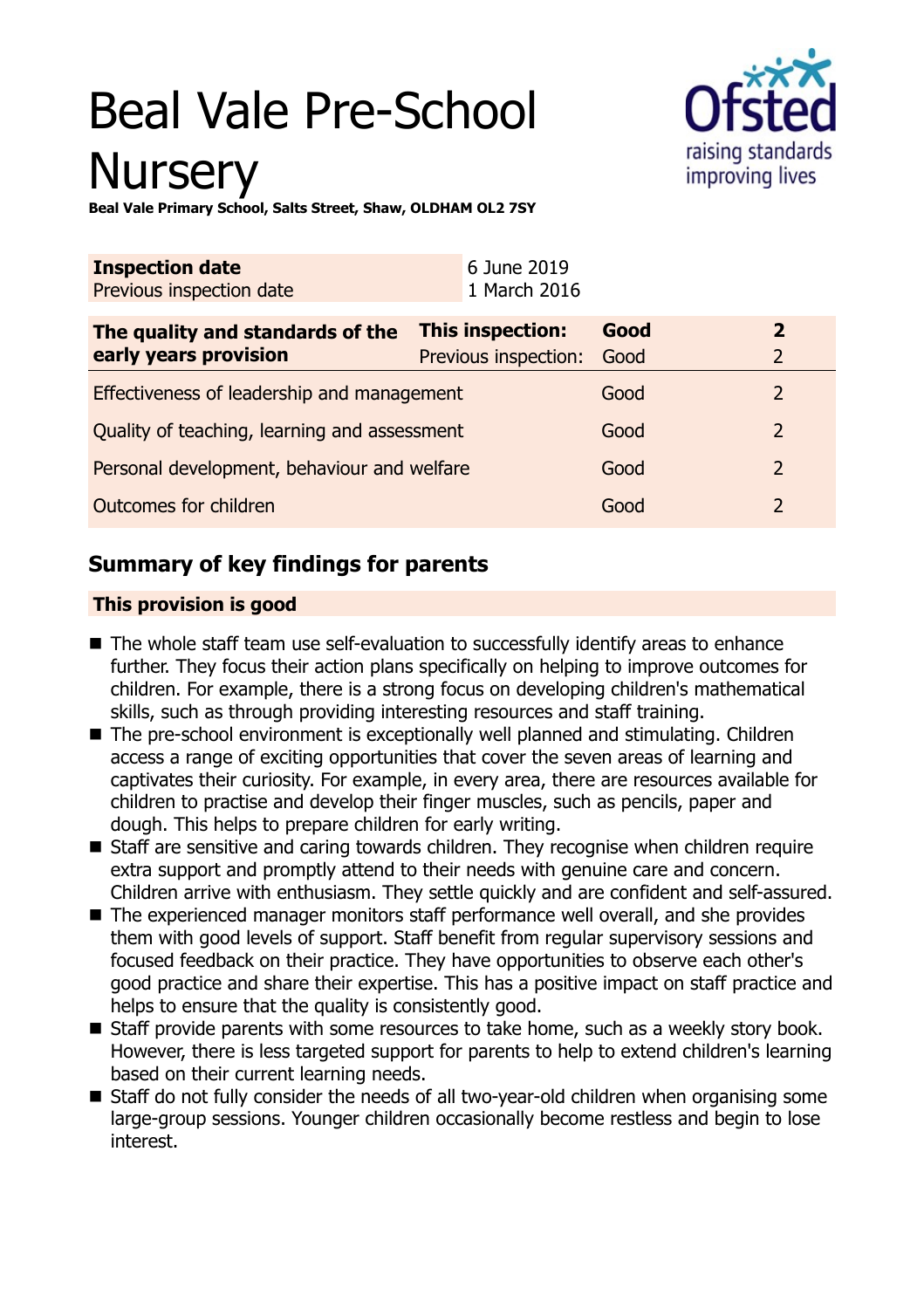# Beal Vale Pre-School Nursery

**Beal Vale Primary School, Salts Street, Shaw, OLDHAM OL2 7SY**

| **Inspection date** | 6 June 2019 |
|---|---|
| Previous inspection date | 1 March 2016 |

| **The quality and standards of the early years provision** | **This inspection:** | **Good** | **2** |
|---|---|---|---|
| | Previous inspection: | Good | 2 |
| Effectiveness of leadership and management | | Good | 2 |
| Quality of teaching, learning and assessment | | Good | 2 |
| Personal development, behaviour and welfare | | Good | 2 |
| Outcomes for children | | Good | 2 |

## Summary of key findings for parents

**This provision is good**

- The whole staff team use self-evaluation to successfully identify areas to enhance further. They focus their action plans specifically on helping to improve outcomes for children. For example, there is a strong focus on developing children's mathematical skills, such as through providing interesting resources and staff training.
- The pre-school environment is exceptionally well planned and stimulating. Children access a range of exciting opportunities that cover the seven areas of learning and captivates their curiosity. For example, in every area, there are resources available for children to practise and develop their finger muscles, such as pencils, paper and dough. This helps to prepare children for early writing.
- Staff are sensitive and caring towards children. They recognise when children require extra support and promptly attend to their needs with genuine care and concern. Children arrive with enthusiasm. They settle quickly and are confident and self-assured.
- The experienced manager monitors staff performance well overall, and she provides them with good levels of support. Staff benefit from regular supervisory sessions and focused feedback on their practice. They have opportunities to observe each other's good practice and share their expertise. This has a positive impact on staff practice and helps to ensure that the quality is consistently good.
- Staff provide parents with some resources to take home, such as a weekly story book. However, there is less targeted support for parents to help to extend children's learning based on their current learning needs.
- Staff do not fully consider the needs of all two-year-old children when organising some large-group sessions. Younger children occasionally become restless and begin to lose interest.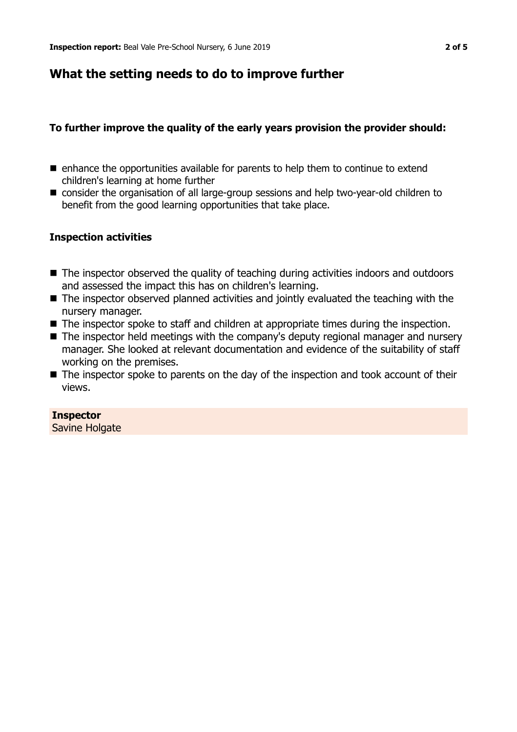## What the setting needs to do to improve further

**To further improve the quality of the early years provision the provider should:**

- enhance the opportunities available for parents to help them to continue to extend children's learning at home further
- consider the organisation of all large-group sessions and help two-year-old children to benefit from the good learning opportunities that take place.

### Inspection activities

- The inspector observed the quality of teaching during activities indoors and outdoors and assessed the impact this has on children's learning.
- The inspector observed planned activities and jointly evaluated the teaching with the nursery manager.
- The inspector spoke to staff and children at appropriate times during the inspection.
- The inspector held meetings with the company's deputy regional manager and nursery manager. She looked at relevant documentation and evidence of the suitability of staff working on the premises.
- The inspector spoke to parents on the day of the inspection and took account of their views.

**Inspector**
Savine Holgate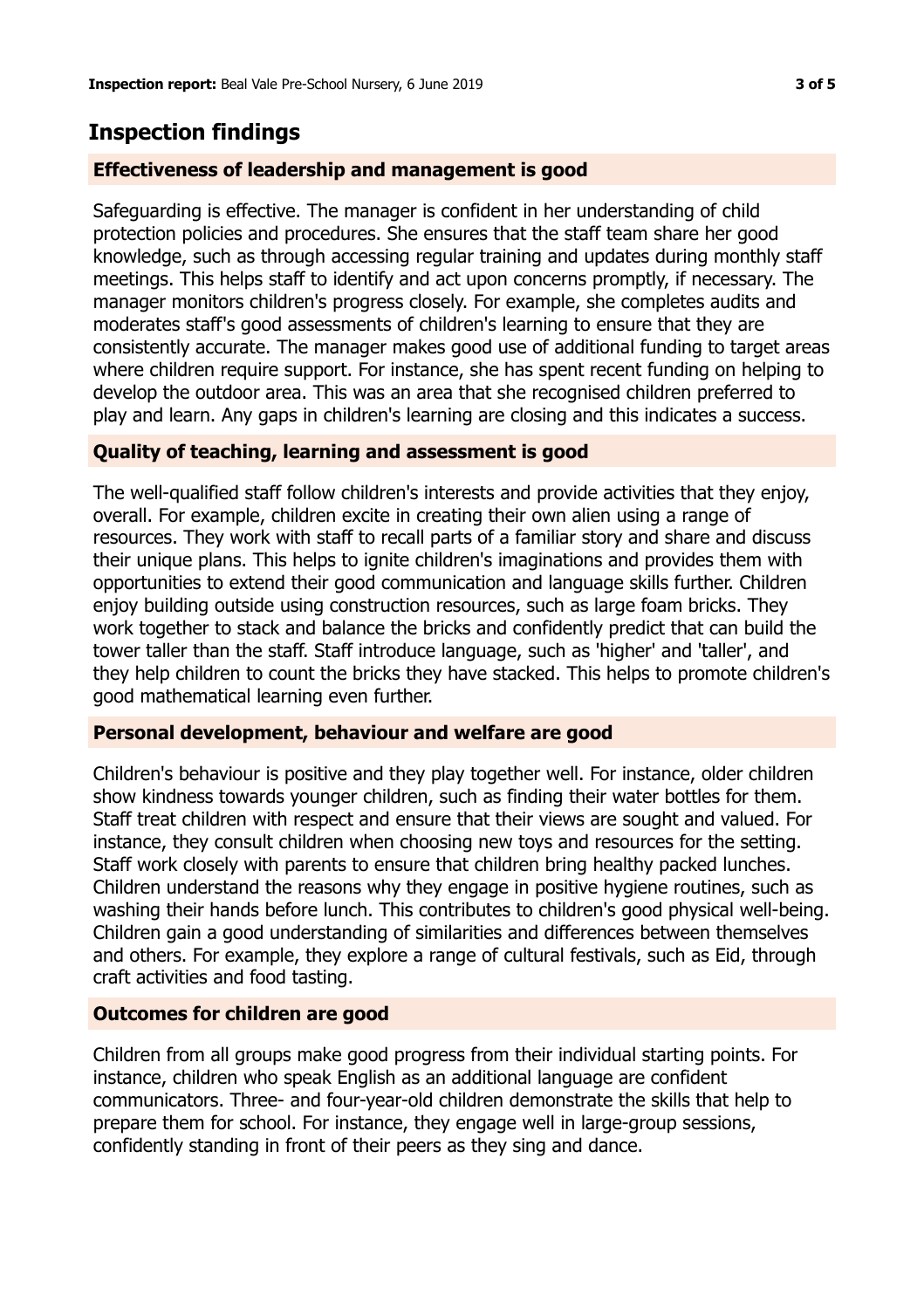## Inspection findings

### Effectiveness of leadership and management is good

Safeguarding is effective. The manager is confident in her understanding of child protection policies and procedures. She ensures that the staff team share her good knowledge, such as through accessing regular training and updates during monthly staff meetings. This helps staff to identify and act upon concerns promptly, if necessary. The manager monitors children's progress closely. For example, she completes audits and moderates staff's good assessments of children's learning to ensure that they are consistently accurate. The manager makes good use of additional funding to target areas where children require support. For instance, she has spent recent funding on helping to develop the outdoor area. This was an area that she recognised children preferred to play and learn. Any gaps in children's learning are closing and this indicates a success.

### Quality of teaching, learning and assessment is good

The well-qualified staff follow children's interests and provide activities that they enjoy, overall. For example, children excite in creating their own alien using a range of resources. They work with staff to recall parts of a familiar story and share and discuss their unique plans. This helps to ignite children's imaginations and provides them with opportunities to extend their good communication and language skills further. Children enjoy building outside using construction resources, such as large foam bricks. They work together to stack and balance the bricks and confidently predict that can build the tower taller than the staff. Staff introduce language, such as 'higher' and 'taller', and they help children to count the bricks they have stacked. This helps to promote children's good mathematical learning even further.

### Personal development, behaviour and welfare are good

Children's behaviour is positive and they play together well. For instance, older children show kindness towards younger children, such as finding their water bottles for them. Staff treat children with respect and ensure that their views are sought and valued. For instance, they consult children when choosing new toys and resources for the setting. Staff work closely with parents to ensure that children bring healthy packed lunches. Children understand the reasons why they engage in positive hygiene routines, such as washing their hands before lunch. This contributes to children's good physical well-being. Children gain a good understanding of similarities and differences between themselves and others. For example, they explore a range of cultural festivals, such as Eid, through craft activities and food tasting.

### Outcomes for children are good

Children from all groups make good progress from their individual starting points. For instance, children who speak English as an additional language are confident communicators. Three- and four-year-old children demonstrate the skills that help to prepare them for school. For instance, they engage well in large-group sessions, confidently standing in front of their peers as they sing and dance.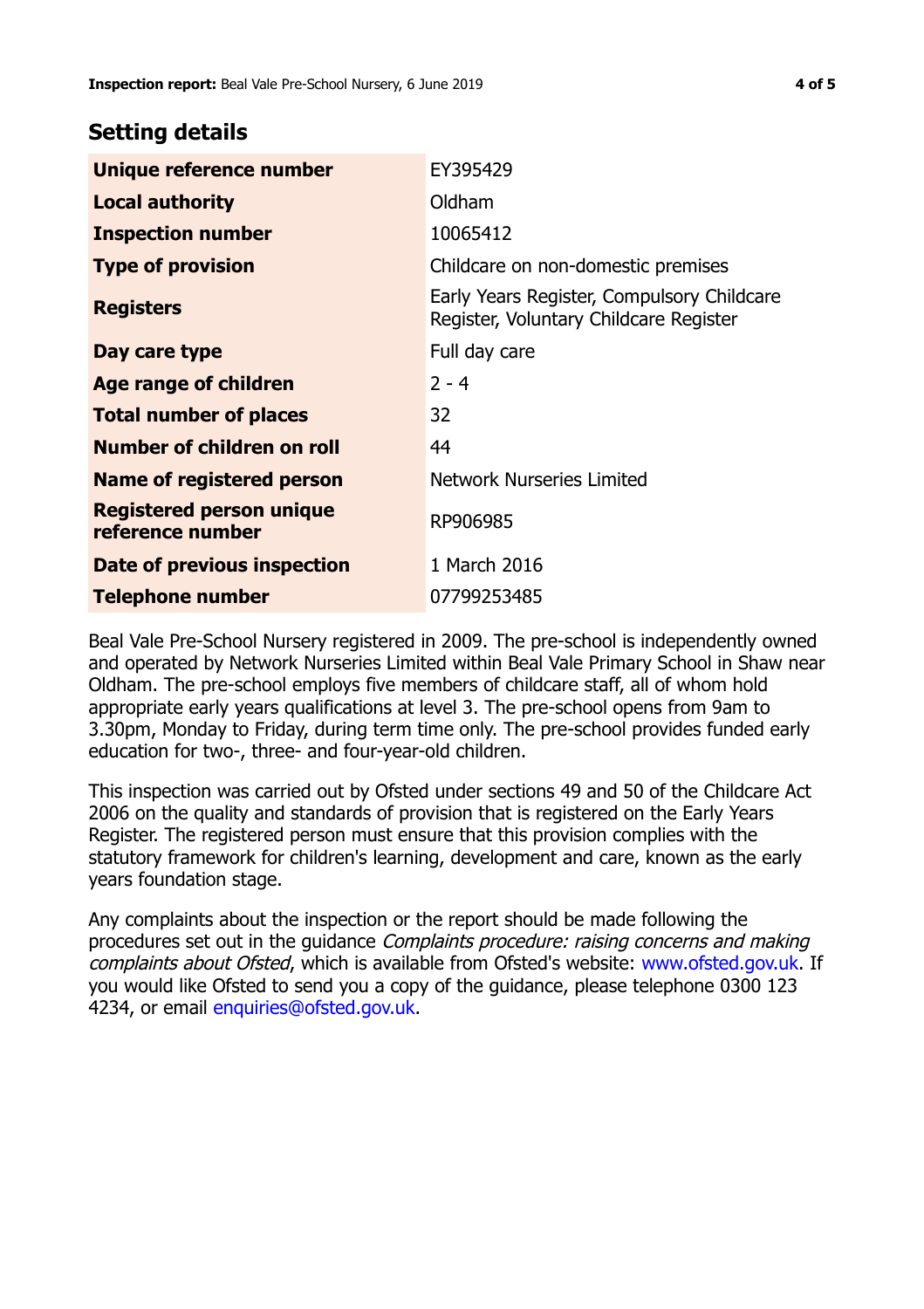## Setting details

| | |
|---|---|
| **Unique reference number** | EY395429 |
| **Local authority** | Oldham |
| **Inspection number** | 10065412 |
| **Type of provision** | Childcare on non-domestic premises |
| **Registers** | Early Years Register, Compulsory Childcare Register, Voluntary Childcare Register |
| **Day care type** | Full day care |
| **Age range of children** | 2 - 4 |
| **Total number of places** | 32 |
| **Number of children on roll** | 44 |
| **Name of registered person** | Network Nurseries Limited |
| **Registered person unique reference number** | RP906985 |
| **Date of previous inspection** | 1 March 2016 |
| **Telephone number** | 07799253485 |

Beal Vale Pre-School Nursery registered in 2009. The pre-school is independently owned and operated by Network Nurseries Limited within Beal Vale Primary School in Shaw near Oldham. The pre-school employs five members of childcare staff, all of whom hold appropriate early years qualifications at level 3. The pre-school opens from 9am to 3.30pm, Monday to Friday, during term time only. The pre-school provides funded early education for two-, three- and four-year-old children.

This inspection was carried out by Ofsted under sections 49 and 50 of the Childcare Act 2006 on the quality and standards of provision that is registered on the Early Years Register. The registered person must ensure that this provision complies with the statutory framework for children's learning, development and care, known as the early years foundation stage.

Any complaints about the inspection or the report should be made following the procedures set out in the guidance *Complaints procedure: raising concerns and making complaints about Ofsted*, which is available from Ofsted's website: www.ofsted.gov.uk. If you would like Ofsted to send you a copy of the guidance, please telephone 0300 123 4234, or email enquiries@ofsted.gov.uk.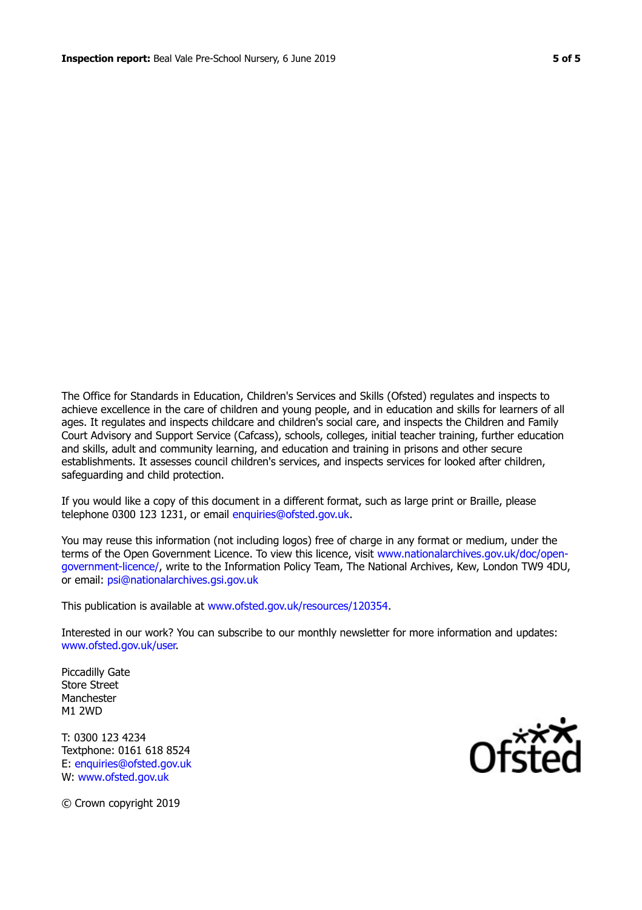The Office for Standards in Education, Children's Services and Skills (Ofsted) regulates and inspects to achieve excellence in the care of children and young people, and in education and skills for learners of all ages. It regulates and inspects childcare and children's social care, and inspects the Children and Family Court Advisory and Support Service (Cafcass), schools, colleges, initial teacher training, further education and skills, adult and community learning, and education and training in prisons and other secure establishments. It assesses council children's services, and inspects services for looked after children, safeguarding and child protection.

If you would like a copy of this document in a different format, such as large print or Braille, please telephone 0300 123 1231, or email enquiries@ofsted.gov.uk.

You may reuse this information (not including logos) free of charge in any format or medium, under the terms of the Open Government Licence. To view this licence, visit www.nationalarchives.gov.uk/doc/open-government-licence/, write to the Information Policy Team, The National Archives, Kew, London TW9 4DU, or email: psi@nationalarchives.gsi.gov.uk

This publication is available at www.ofsted.gov.uk/resources/120354.

Interested in our work? You can subscribe to our monthly newsletter for more information and updates: www.ofsted.gov.uk/user.

Piccadilly Gate
Store Street
Manchester
M1 2WD

T: 0300 123 4234
Textphone: 0161 618 8524
E: enquiries@ofsted.gov.uk
W: www.ofsted.gov.uk

© Crown copyright 2019